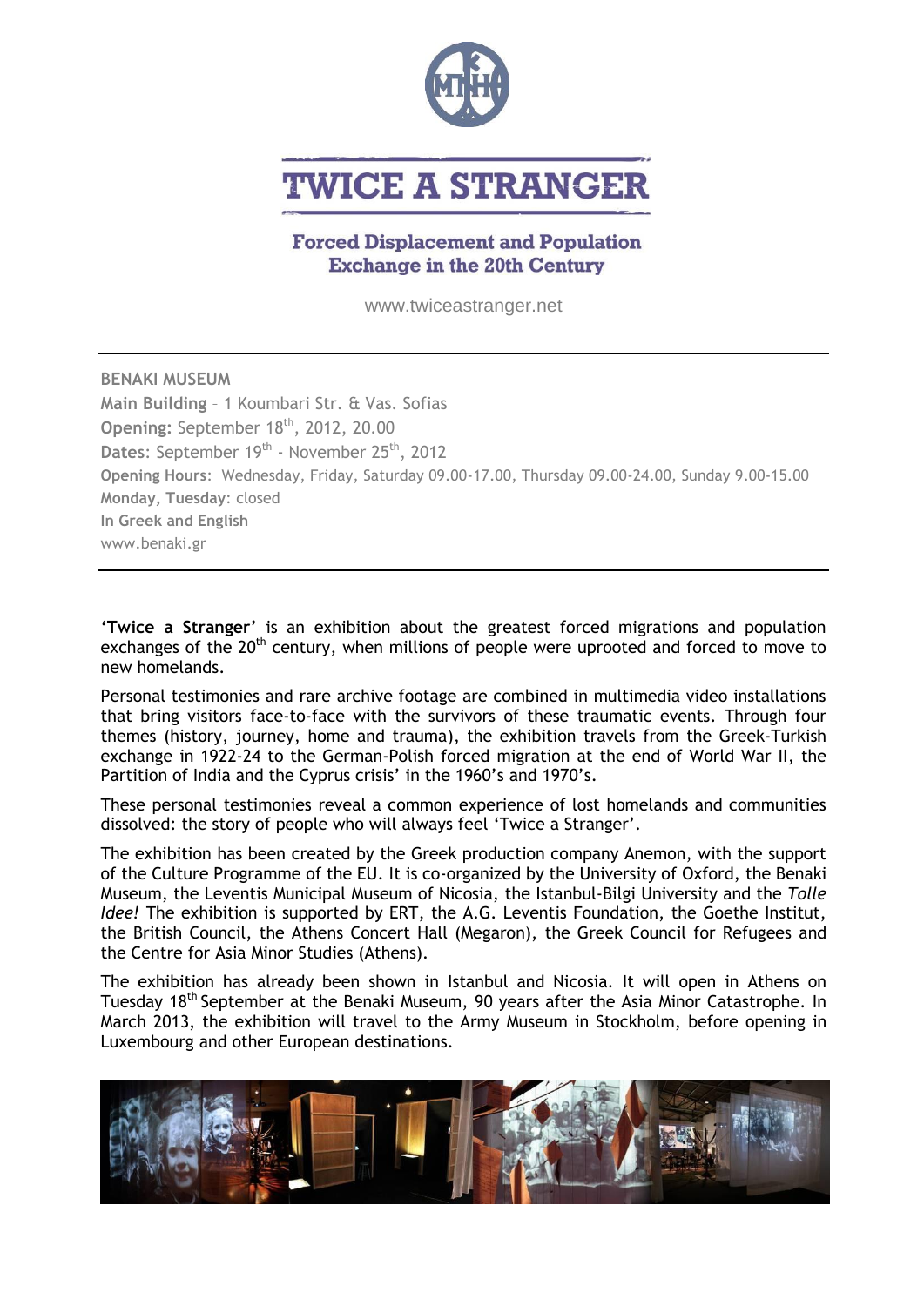# TWICE A STRANGER

## Forced Displacement and Population Exchange in the 20th Century

www.twiceastranger.net

---

**BENAKI MUSEUM**
**Main Building** – 1 Koumbari Str. & Vas. Sofias
**Opening:** September 18th, 2012, 20.00
**Dates**: September 19th - November 25th, 2012
**Opening Hours**: Wednesday, Friday, Saturday 09.00-17.00, Thursday 09.00-24.00, Sunday 9.00-15.00
**Monday, Tuesday**: closed
**In Greek and English**
www.benaki.gr

---

'**Twice a Stranger**' is an exhibition about the greatest forced migrations and population exchanges of the 20th century, when millions of people were uprooted and forced to move to new homelands.

Personal testimonies and rare archive footage are combined in multimedia video installations that bring visitors face-to-face with the survivors of these traumatic events. Through four themes (history, journey, home and trauma), the exhibition travels from the Greek-Turkish exchange in 1922-24 to the German-Polish forced migration at the end of World War II, the Partition of India and the Cyprus crisis' in the 1960's and 1970's.

These personal testimonies reveal a common experience of lost homelands and communities dissolved: the story of people who will always feel 'Twice a Stranger'.

The exhibition has been created by the Greek production company Anemon, with the support of the Culture Programme of the EU. It is co-organized by the University of Oxford, the Benaki Museum, the Leventis Municipal Museum of Nicosia, the Istanbul-Bilgi University and the *Tolle Idee!* The exhibition is supported by ERT, the A.G. Leventis Foundation, the Goethe Institut, the British Council, the Athens Concert Hall (Megaron), the Greek Council for Refugees and the Centre for Asia Minor Studies (Athens).

The exhibition has already been shown in Istanbul and Nicosia. It will open in Athens on Tuesday 18th September at the Benaki Museum, 90 years after the Asia Minor Catastrophe. In March 2013, the exhibition will travel to the Army Museum in Stockholm, before opening in Luxembourg and other European destinations.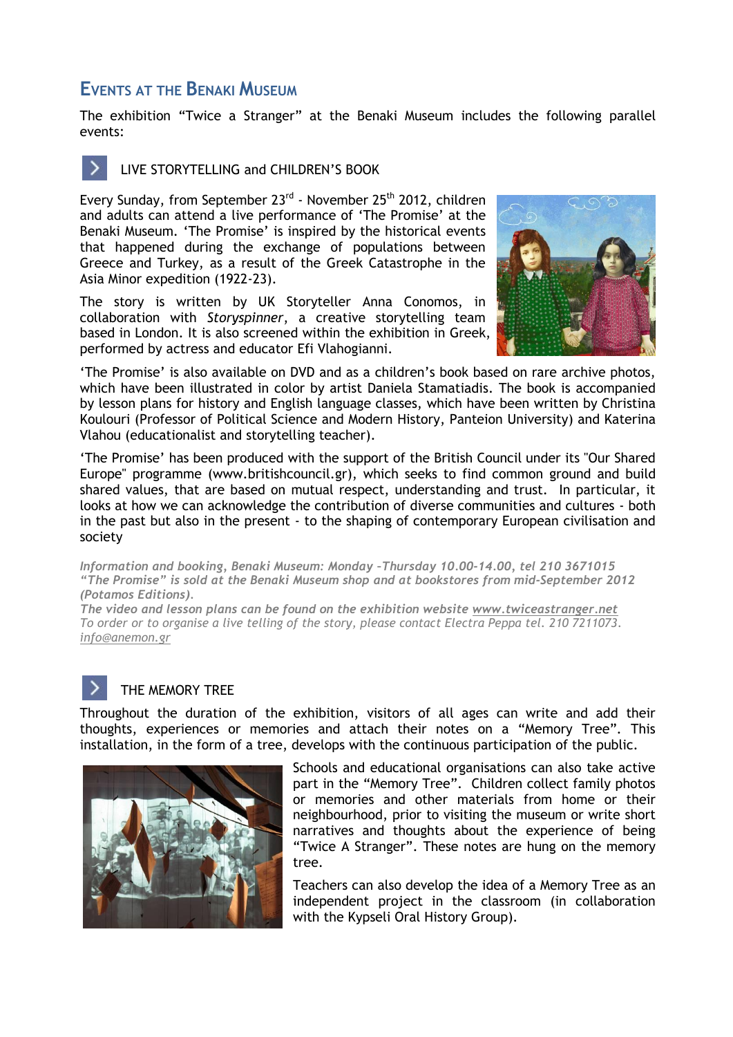# Events at the Benaki Museum

The exhibition "Twice a Stranger" at the Benaki Museum includes the following parallel events:

## LIVE STORYTELLING and CHILDREN'S BOOK

Every Sunday, from September 23rd - November 25th 2012, children and adults can attend a live performance of 'The Promise' at the Benaki Museum. 'The Promise' is inspired by the historical events that happened during the exchange of populations between Greece and Turkey, as a result of the Greek Catastrophe in the Asia Minor expedition (1922-23).

The story is written by UK Storyteller Anna Conomos, in collaboration with *Storyspinner*, a creative storytelling team based in London. It is also screened within the exhibition in Greek, performed by actress and educator Efi Vlahogianni.

'The Promise' is also available on DVD and as a children's book based on rare archive photos, which have been illustrated in color by artist Daniela Stamatiadis. The book is accompanied by lesson plans for history and English language classes, which have been written by Christina Koulouri (Professor of Political Science and Modern History, Panteion University) and Katerina Vlahou (educationalist and storytelling teacher).

'The Promise' has been produced with the support of the British Council under its "Our Shared Europe" programme (www.britishcouncil.gr), which seeks to find common ground and build shared values, that are based on mutual respect, understanding and trust. In particular, it looks at how we can acknowledge the contribution of diverse communities and cultures - both in the past but also in the present - to the shaping of contemporary European civilisation and society

*Information and booking, Benaki Museum: Monday -Thursday 10.00-14.00, tel 210 3671015*
*"The Promise" is sold at the Benaki Museum shop and at bookstores from mid-September 2012 (Potamos Editions).*
*The video and lesson plans can be found on the exhibition website www.twiceastranger.net*
*To order or to organise a live telling of the story, please contact Electra Peppa tel. 210 7211073. info@anemon.gr*

## THE MEMORY TREE

Throughout the duration of the exhibition, visitors of all ages can write and add their thoughts, experiences or memories and attach their notes on a "Memory Tree". This installation, in the form of a tree, develops with the continuous participation of the public.

Schools and educational organisations can also take active part in the "Memory Tree". Children collect family photos or memories and other materials from home or their neighbourhood, prior to visiting the museum or write short narratives and thoughts about the experience of being "Twice A Stranger". These notes are hung on the memory tree.

Teachers can also develop the idea of a Memory Tree as an independent project in the classroom (in collaboration with the Kypseli Oral History Group).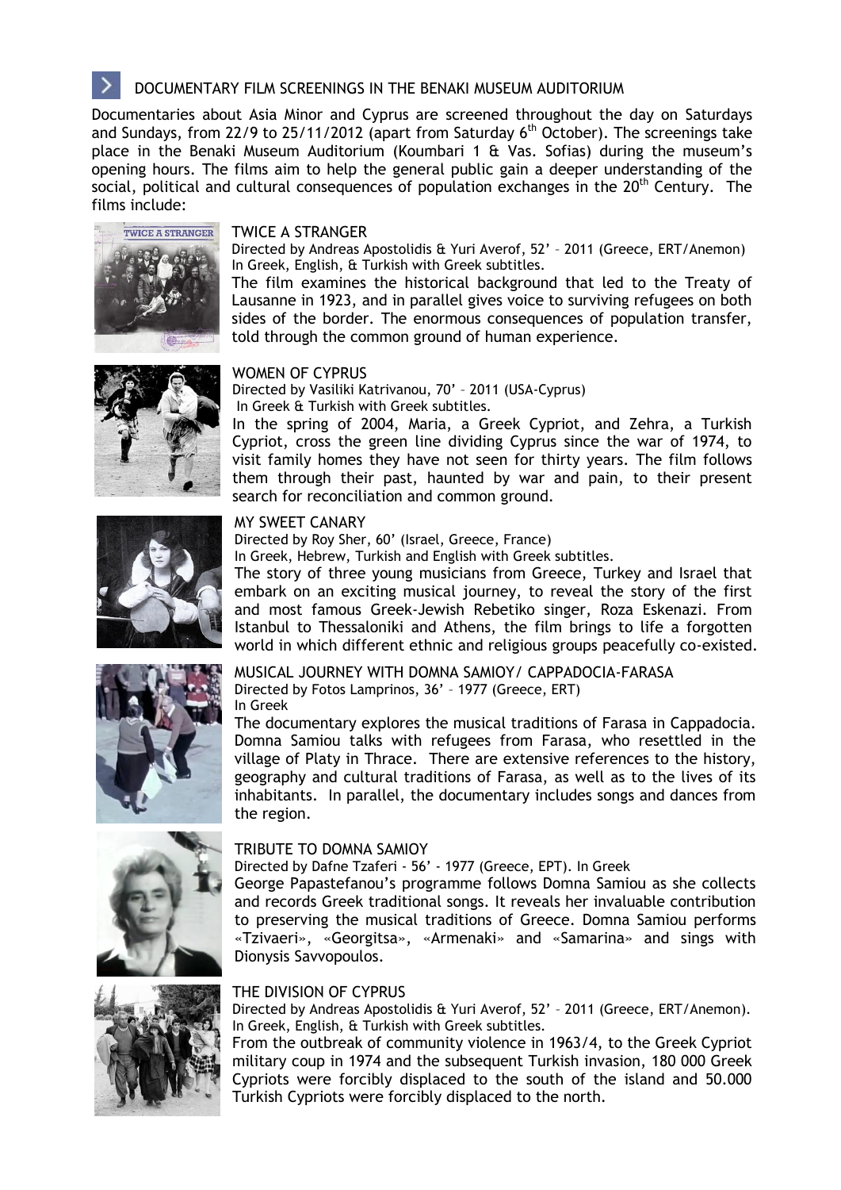## DOCUMENTARY FILM SCREENINGS IN THE BENAKI MUSEUM AUDITORIUM

Documentaries about Asia Minor and Cyprus are screened throughout the day on Saturdays and Sundays, from 22/9 to 25/11/2012 (apart from Saturday 6th October). The screenings take place in the Benaki Museum Auditorium (Koumbari 1 & Vas. Sofias) during the museum's opening hours. The films aim to help the general public gain a deeper understanding of the social, political and cultural consequences of population exchanges in the 20th Century. The films include:

### TWICE A STRANGER

Directed by Andreas Apostolidis & Yuri Averof, 52' – 2011 (Greece, ERT/Anemon)
In Greek, English, & Turkish with Greek subtitles.

The film examines the historical background that led to the Treaty of Lausanne in 1923, and in parallel gives voice to surviving refugees on both sides of the border. The enormous consequences of population transfer, told through the common ground of human experience.

### WOMEN OF CYPRUS

Directed by Vasiliki Katrivanou, 70' – 2011 (USA-Cyprus)
In Greek & Turkish with Greek subtitles.

In the spring of 2004, Maria, a Greek Cypriot, and Zehra, a Turkish Cypriot, cross the green line dividing Cyprus since the war of 1974, to visit family homes they have not seen for thirty years. The film follows them through their past, haunted by war and pain, to their present search for reconciliation and common ground.

### MY SWEET CANARY

Directed by Roy Sher, 60' (Israel, Greece, France)
In Greek, Hebrew, Turkish and English with Greek subtitles.

The story of three young musicians from Greece, Turkey and Israel that embark on an exciting musical journey, to reveal the story of the first and most famous Greek-Jewish Rebetiko singer, Roza Eskenazi. From Istanbul to Thessaloniki and Athens, the film brings to life a forgotten world in which different ethnic and religious groups peacefully co-existed.

### MUSICAL JOURNEY WITH DOMNA SAMIOY/ CAPPADOCIA-FARASA

Directed by Fotos Lamprinos, 36' – 1977 (Greece, ERT)
In Greek

The documentary explores the musical traditions of Farasa in Cappadocia. Domna Samiou talks with refugees from Farasa, who resettled in the village of Platy in Thrace. There are extensive references to the history, geography and cultural traditions of Farasa, as well as to the lives of its inhabitants. In parallel, the documentary includes songs and dances from the region.

### TRIBUTE TO DOMNA SAMIOY

Directed by Dafne Tzaferi - 56' - 1977 (Greece, EPT). In Greek

George Papastefanou's programme follows Domna Samiou as she collects and records Greek traditional songs. It reveals her invaluable contribution to preserving the musical traditions of Greece. Domna Samiou performs «Tzivaeri», «Georgitsa», «Armenaki» and «Samarina» and sings with Dionysis Savvopoulos.

### THE DIVISION OF CYPRUS

Directed by Andreas Apostolidis & Yuri Averof, 52' – 2011 (Greece, ERT/Anemon).
In Greek, English, & Turkish with Greek subtitles.

From the outbreak of community violence in 1963/4, to the Greek Cypriot military coup in 1974 and the subsequent Turkish invasion, 180 000 Greek Cypriots were forcibly displaced to the south of the island and 50.000 Turkish Cypriots were forcibly displaced to the north.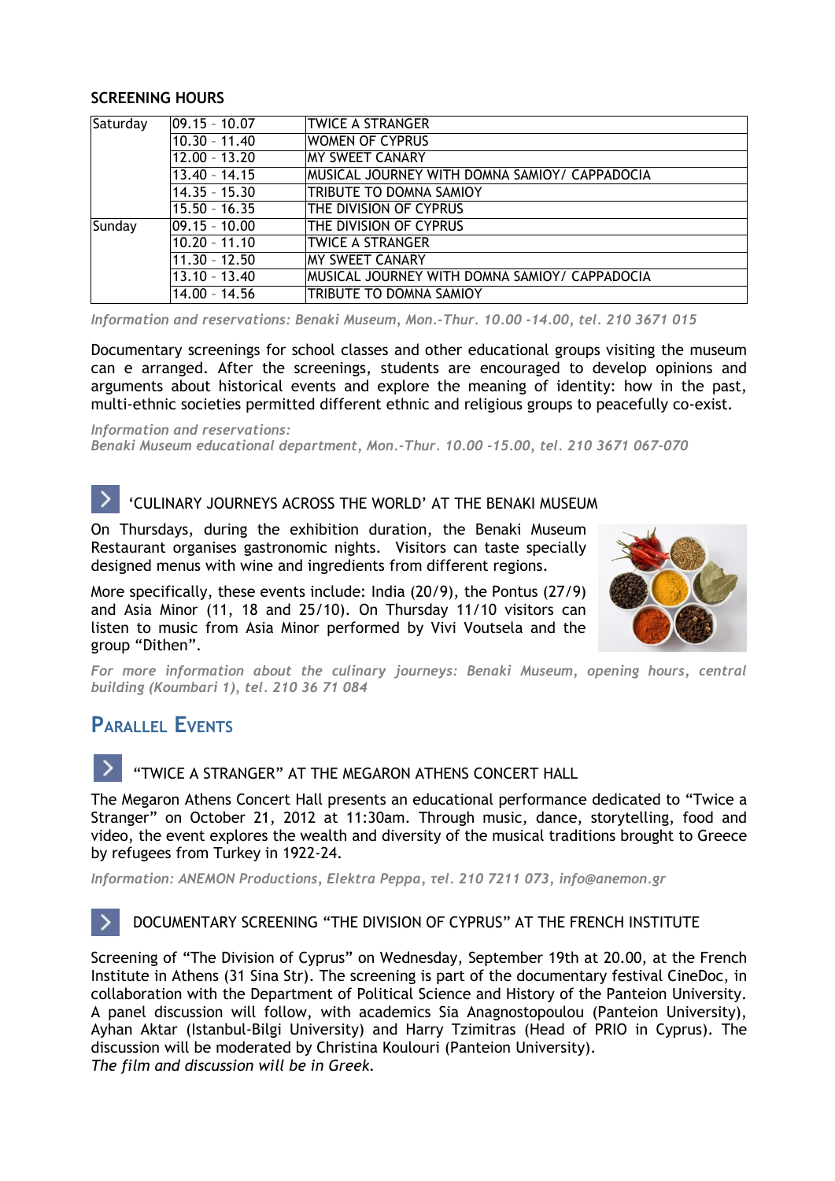**SCREENING HOURS**

| Saturday | 09.15 - 10.07 | TWICE A STRANGER |
|---|---|---|
| | 10.30 - 11.40 | WOMEN OF CYPRUS |
| | 12.00 - 13.20 | MY SWEET CANARY |
| | 13.40 - 14.15 | MUSICAL JOURNEY WITH DOMNA SAMIOY/ CAPPADOCIA |
| | 14.35 - 15.30 | TRIBUTE TO DOMNA SAMIOY |
| | 15.50 - 16.35 | THE DIVISION OF CYPRUS |
| Sunday | 09.15 - 10.00 | THE DIVISION OF CYPRUS |
| | 10.20 - 11.10 | TWICE A STRANGER |
| | 11.30 - 12.50 | MY SWEET CANARY |
| | 13.10 - 13.40 | MUSICAL JOURNEY WITH DOMNA SAMIOY/ CAPPADOCIA |
| | 14.00 - 14.56 | TRIBUTE TO DOMNA SAMIOY |

*Information and reservations: Benaki Museum, Mon.-Thur. 10.00 -14.00, tel. 210 3671 015*

Documentary screenings for school classes and other educational groups visiting the museum can e arranged. After the screenings, students are encouraged to develop opinions and arguments about historical events and explore the meaning of identity: how in the past, multi-ethnic societies permitted different ethnic and religious groups to peacefully co-exist.

*Information and reservations:*
*Benaki Museum educational department, Mon.-Thur. 10.00 -15.00, tel. 210 3671 067-070*

### 'CULINARY JOURNEYS ACROSS THE WORLD' AT THE BENAKI MUSEUM

On Thursdays, during the exhibition duration, the Benaki Museum Restaurant organises gastronomic nights. Visitors can taste specially designed menus with wine and ingredients from different regions.

More specifically, these events include: India (20/9), the Pontus (27/9) and Asia Minor (11, 18 and 25/10). On Thursday 11/10 visitors can listen to music from Asia Minor performed by Vivi Voutsela and the group "Dithen".

*For more information about the culinary journeys: Benaki Museum, opening hours, central building (Koumbari 1), tel. 210 36 71 084*

## Parallel Events

### "TWICE A STRANGER" AT THE MEGARON ATHENS CONCERT HALL

The Megaron Athens Concert Hall presents an educational performance dedicated to "Twice a Stranger" on October 21, 2012 at 11:30am. Through music, dance, storytelling, food and video, the event explores the wealth and diversity of the musical traditions brought to Greece by refugees from Turkey in 1922-24.

*Information: ANEMON Productions, Elektra Peppa, τel. 210 7211 073, info@anemon.gr*

### DOCUMENTARY SCREENING "THE DIVISION OF CYPRUS" AT THE FRENCH INSTITUTE

Screening of "The Division of Cyprus" on Wednesday, September 19th at 20.00, at the French Institute in Athens (31 Sina Str). The screening is part of the documentary festival CineDoc, in collaboration with the Department of Political Science and History of the Panteion University. A panel discussion will follow, with academics Sia Anagnostopoulou (Panteion University), Ayhan Aktar (Istanbul-Bilgi University) and Harry Tzimitras (Head of PRIO in Cyprus). The discussion will be moderated by Christina Koulouri (Panteion University).
*The film and discussion will be in Greek.*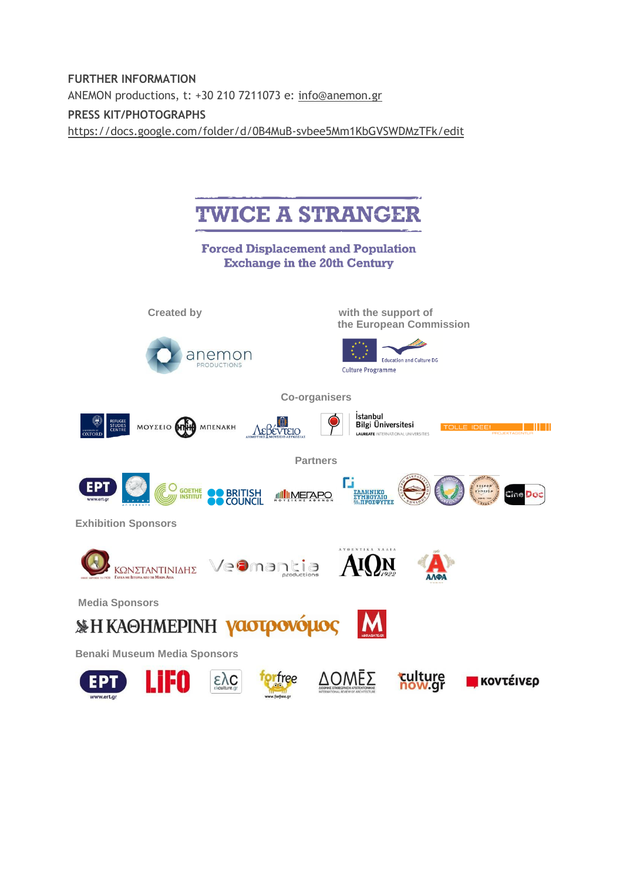**FURTHER INFORMATION**

ANEMON productions, t: +30 210 7211073 e: info@anemon.gr

**PRESS KIT/PHOTOGRAPHS**

https://docs.google.com/folder/d/0B4MuB-svbee5Mm1KbGVSWDMzTFk/edit

# TWICE A STRANGER

## Forced Displacement and Population Exchange in the 20th Century

**Created by**

anemon PRODUCTIONS

**with the support of the European Commission**

Education and Culture DG

Culture Programme

**Co-organisers**

University of Oxford Refugee Studies Centre

ΜΟΥΣΕΙΟ ΜΠΕΝΑΚΗ

Λεβέντειο ΔΗΜΟΤΙΚΟ ΜΟΥΣΕΙΟ ΛΕΥΚΩΣΙΑΣ

İstanbul Bilgi Üniversitesi LAUREATE INTERNATIONAL UNIVERSITIES

TOLLE IDEE! PROJEKTAGENTUR

**Partners**

ΕΡΤ www.ert.gr

GOETHE INSTITUT

BRITISH COUNCIL

ΜΕΓΑΡΟ ΜΟΥΣΙΚΗΣ ΑΘΗΝΩΝ

ΕΛΛΗΝΙΚΟ ΣΥΜΒΟΥΛΙΟ ΓΙΑ ΤΟΥΣ ΠΡΟΣΦΥΓΕΣ

CineDoc

**Exhibition Sponsors**

ΚΩΝΣΤΑΝΤΙΝΙΑΔΗΣ

Veomantia productions

ΑΘΗΝΑΪΚΑ ΧΑΛΙΑ ΑΙΩΝ 1922

ΑΛΦΑ

**Media Sponsors**

Η ΚΑΘΗΜΕΡΙΝΗ

γαστρονόμος

M

**Benaki Museum Media Sponsors**

ΕΡΤ www.ert.gr

LIFO

ελculture.gr

forfree www.forfree.gr

ΔΟΜΕΣ

culture now.gr

κουτέινερ